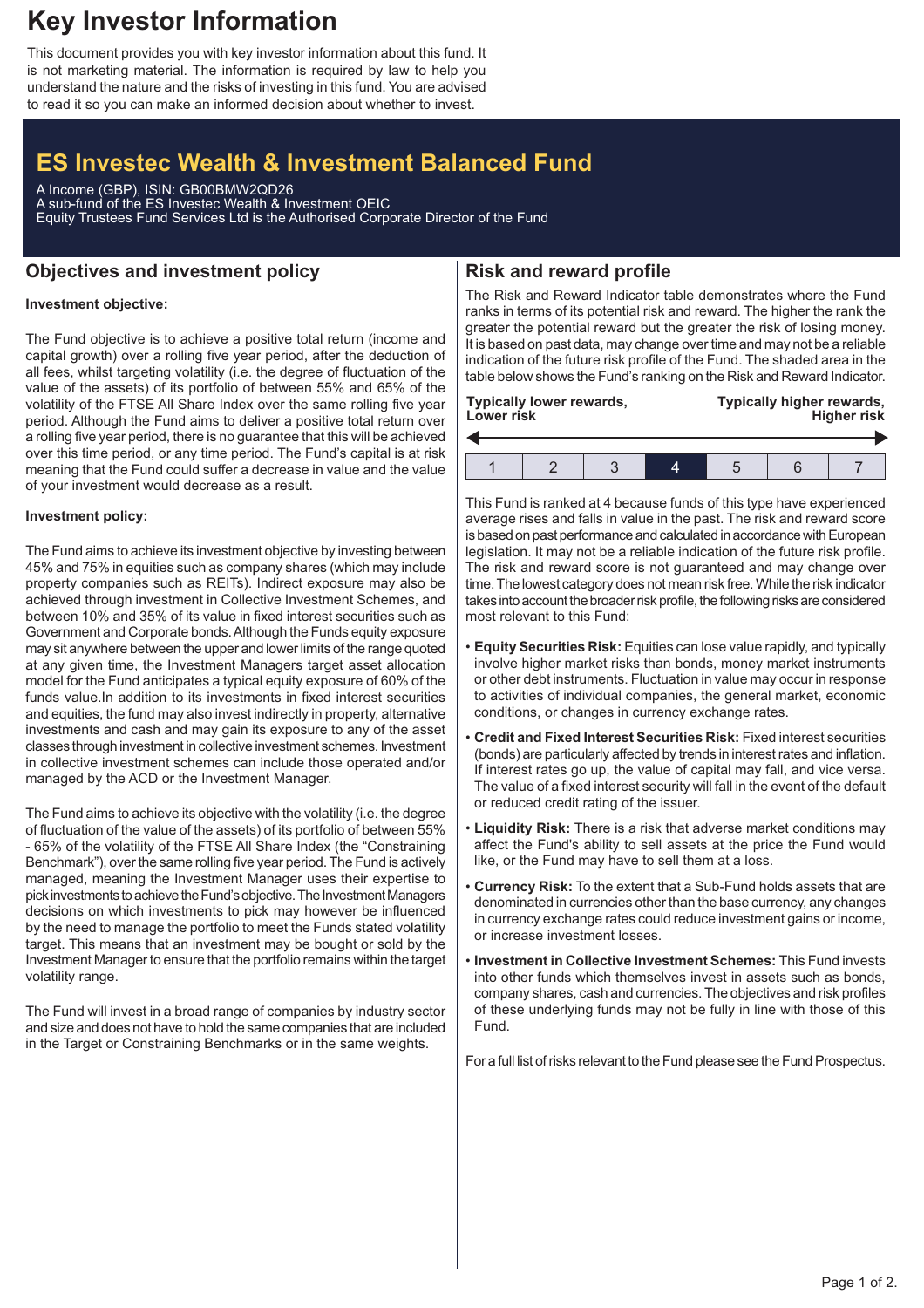# Key Investor Information

This document provides you with key investor information about this fund. It is not marketing material. The information is required by law to help you understand the nature and the risks of investing in this fund. You are advised to read it so you can make an informed decision about whether to invest.

## ES Investec Wealth & Investment Balanced Fund

A Income (GBP), ISIN: GB00BMW2QD26
A sub-fund of the ES Investec Wealth & Investment OEIC
Equity Trustees Fund Services Ltd is the Authorised Corporate Director of the Fund

## Objectives and investment policy

**Investment objective:**

The Fund objective is to achieve a positive total return (income and capital growth) over a rolling five year period, after the deduction of all fees, whilst targeting volatility (i.e. the degree of fluctuation of the value of the assets) of its portfolio of between 55% and 65% of the volatility of the FTSE All Share Index over the same rolling five year period. Although the Fund aims to deliver a positive total return over a rolling five year period, there is no guarantee that this will be achieved over this time period, or any time period. The Fund's capital is at risk meaning that the Fund could suffer a decrease in value and the value of your investment would decrease as a result.

**Investment policy:**

The Fund aims to achieve its investment objective by investing between 45% and 75% in equities such as company shares (which may include property companies such as REITs). Indirect exposure may also be achieved through investment in Collective Investment Schemes, and between 10% and 35% of its value in fixed interest securities such as Government and Corporate bonds. Although the Funds equity exposure may sit anywhere between the upper and lower limits of the range quoted at any given time, the Investment Managers target asset allocation model for the Fund anticipates a typical equity exposure of 60% of the funds value.In addition to its investments in fixed interest securities and equities, the fund may also invest indirectly in property, alternative investments and cash and may gain its exposure to any of the asset classes through investment in collective investment schemes. Investment in collective investment schemes can include those operated and/or managed by the ACD or the Investment Manager.

The Fund aims to achieve its objective with the volatility (i.e. the degree of fluctuation of the value of the assets) of its portfolio of between 55% - 65% of the volatility of the FTSE All Share Index (the "Constraining Benchmark"), over the same rolling five year period. The Fund is actively managed, meaning the Investment Manager uses their expertise to pick investments to achieve the Fund's objective. The Investment Managers decisions on which investments to pick may however be influenced by the need to manage the portfolio to meet the Funds stated volatility target. This means that an investment may be bought or sold by the Investment Manager to ensure that the portfolio remains within the target volatility range.

The Fund will invest in a broad range of companies by industry sector and size and does not have to hold the same companies that are included in the Target or Constraining Benchmarks or in the same weights.

## Risk and reward profile

The Risk and Reward Indicator table demonstrates where the Fund ranks in terms of its potential risk and reward. The higher the rank the greater the potential reward but the greater the risk of losing money. It is based on past data, may change over time and may not be a reliable indication of the future risk profile of the Fund. The shaded area in the table below shows the Fund's ranking on the Risk and Reward Indicator.

| Typically lower rewards, Lower risk | | | | | | Typically higher rewards, Higher risk |
|---|---|---|---|---|---|---|
| 1 | 2 | 3 | **4** | 5 | 6 | 7 |

This Fund is ranked at 4 because funds of this type have experienced average rises and falls in value in the past. The risk and reward score is based on past performance and calculated in accordance with European legislation. It may not be a reliable indication of the future risk profile. The risk and reward score is not guaranteed and may change over time. The lowest category does not mean risk free. While the risk indicator takes into account the broader risk profile, the following risks are considered most relevant to this Fund:

- **Equity Securities Risk:** Equities can lose value rapidly, and typically involve higher market risks than bonds, money market instruments or other debt instruments. Fluctuation in value may occur in response to activities of individual companies, the general market, economic conditions, or changes in currency exchange rates.
- **Credit and Fixed Interest Securities Risk:** Fixed interest securities (bonds) are particularly affected by trends in interest rates and inflation. If interest rates go up, the value of capital may fall, and vice versa. The value of a fixed interest security will fall in the event of the default or reduced credit rating of the issuer.
- **Liquidity Risk:** There is a risk that adverse market conditions may affect the Fund's ability to sell assets at the price the Fund would like, or the Fund may have to sell them at a loss.
- **Currency Risk:** To the extent that a Sub-Fund holds assets that are denominated in currencies other than the base currency, any changes in currency exchange rates could reduce investment gains or income, or increase investment losses.
- **Investment in Collective Investment Schemes:** This Fund invests into other funds which themselves invest in assets such as bonds, company shares, cash and currencies. The objectives and risk profiles of these underlying funds may not be fully in line with those of this Fund.

For a full list of risks relevant to the Fund please see the Fund Prospectus.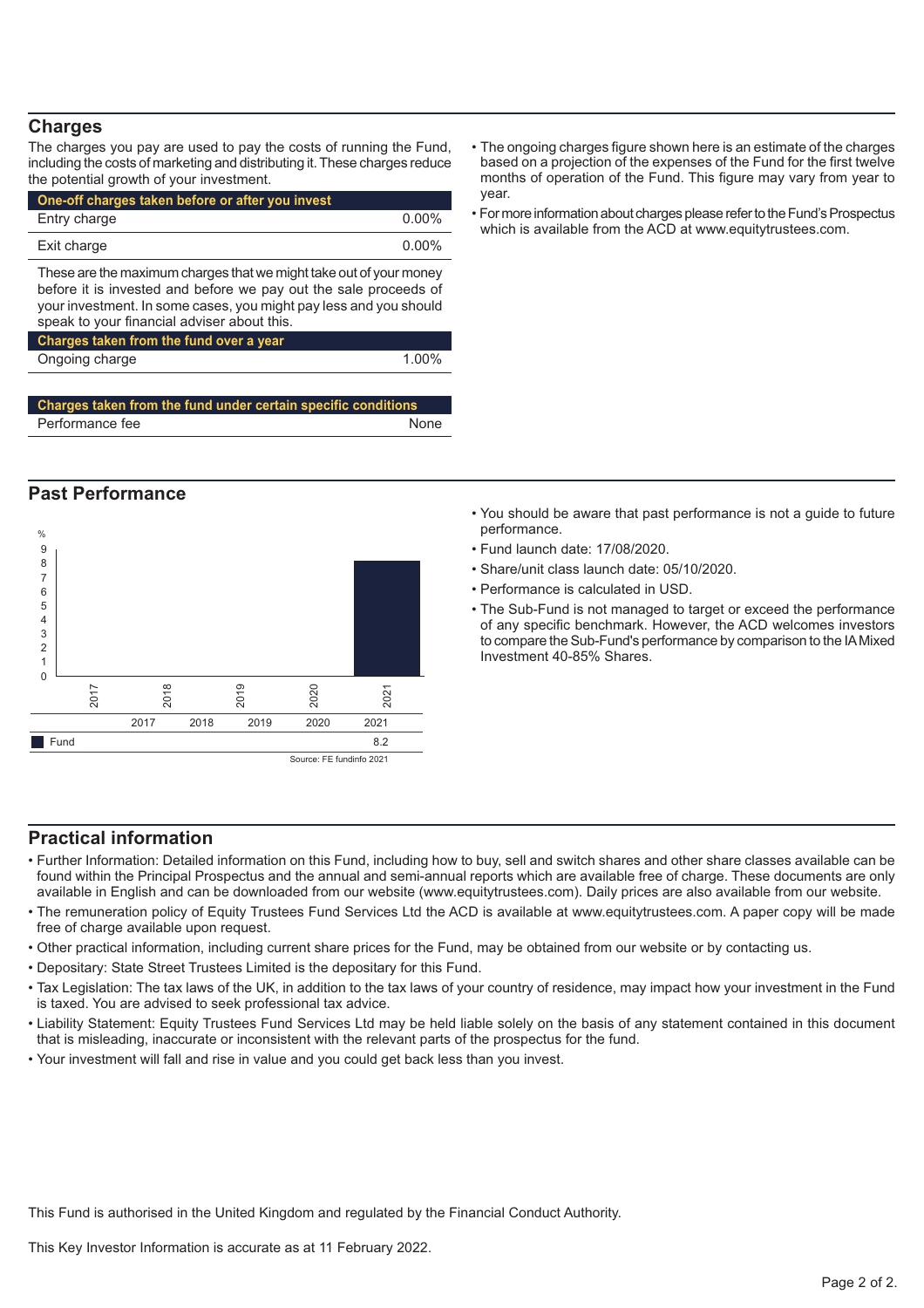## Charges

The charges you pay are used to pay the costs of running the Fund, including the costs of marketing and distributing it. These charges reduce the potential growth of your investment.

| One-off charges taken before or after you invest | |
|---|---|
| Entry charge | 0.00% |
| Exit charge | 0.00% |

These are the maximum charges that we might take out of your money before it is invested and before we pay out the sale proceeds of your investment. In some cases, you might pay less and you should speak to your financial adviser about this.

| Charges taken from the fund over a year | |
|---|---|
| Ongoing charge | 1.00% |

| Charges taken from the fund under certain specific conditions | |
|---|---|
| Performance fee | None |

- The ongoing charges figure shown here is an estimate of the charges based on a projection of the expenses of the Fund for the first twelve months of operation of the Fund. This figure may vary from year to year.
- For more information about charges please refer to the Fund's Prospectus which is available from the ACD at www.equitytrustees.com.

## Past Performance

%

9
8
7
6
5
4
3
2
1
0

2017 2018 2019 2020 2021

| | 2017 | 2018 | 2019 | 2020 | 2021 |
|---|---|---|---|---|---|
| Fund | | | | | 8.2 |

Source: FE fundinfo 2021

- You should be aware that past performance is not a guide to future performance.
- Fund launch date: 17/08/2020.
- Share/unit class launch date: 05/10/2020.
- Performance is calculated in USD.
- The Sub-Fund is not managed to target or exceed the performance of any specific benchmark. However, the ACD welcomes investors to compare the Sub-Fund's performance by comparison to the IA Mixed Investment 40-85% Shares.

## Practical information

- Further Information: Detailed information on this Fund, including how to buy, sell and switch shares and other share classes available can be found within the Principal Prospectus and the annual and semi-annual reports which are available free of charge. These documents are only available in English and can be downloaded from our website (www.equitytrustees.com). Daily prices are also available from our website.
- The remuneration policy of Equity Trustees Fund Services Ltd the ACD is available at www.equitytrustees.com. A paper copy will be made free of charge available upon request.
- Other practical information, including current share prices for the Fund, may be obtained from our website or by contacting us.
- Depositary: State Street Trustees Limited is the depositary for this Fund.
- Tax Legislation: The tax laws of the UK, in addition to the tax laws of your country of residence, may impact how your investment in the Fund is taxed. You are advised to seek professional tax advice.
- Liability Statement: Equity Trustees Fund Services Ltd may be held liable solely on the basis of any statement contained in this document that is misleading, inaccurate or inconsistent with the relevant parts of the prospectus for the fund.
- Your investment will fall and rise in value and you could get back less than you invest.

This Fund is authorised in the United Kingdom and regulated by the Financial Conduct Authority.

This Key Investor Information is accurate as at 11 February 2022.